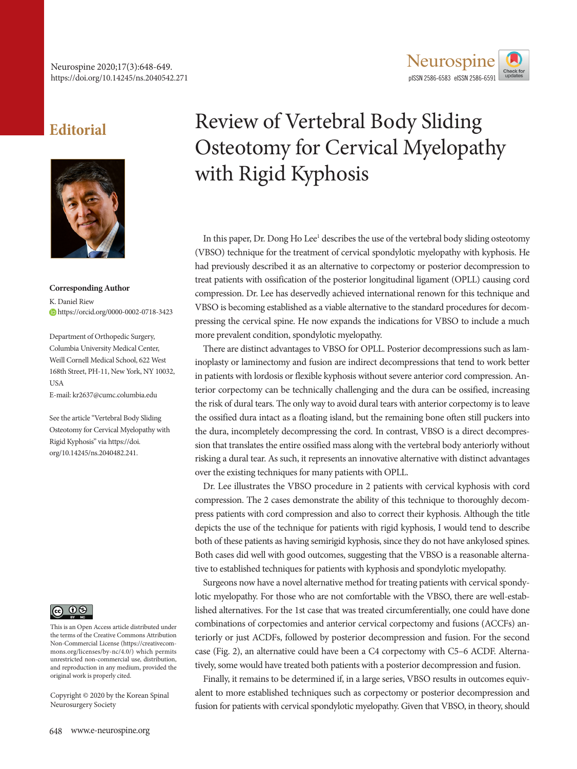Editorial

# Review of Vertebral Body Sliding Osteotomy for Cervical Myelopathy with Rigid Kyphosis

**Corresponding Author**

K. Daniel Riew

https://orcid.org/0000-0002-0718-3423

Department of Orthopedic Surgery, Columbia University Medical Center, Weill Cornell Medical School, 622 West 168th Street, PH-11, New York, NY 10032, USA

E-mail: kr2637@cumc.columbia.edu

See the article "Vertebral Body Sliding Osteotomy for Cervical Myelopathy with Rigid Kyphosis" via https://doi.org/10.14245/ns.2040482.241.

In this paper, Dr. Dong Ho Lee[1] describes the use of the vertebral body sliding osteotomy (VBSO) technique for the treatment of cervical spondylotic myelopathy with kyphosis. He had previously described it as an alternative to corpectomy or posterior decompression to treat patients with ossification of the posterior longitudinal ligament (OPLL) causing cord compression. Dr. Lee has deservedly achieved international renown for this technique and VBSO is becoming established as a viable alternative to the standard procedures for decompressing the cervical spine. He now expands the indications for VBSO to include a much more prevalent condition, spondylotic myelopathy.

There are distinct advantages to VBSO for OPLL. Posterior decompressions such as laminoplasty or laminectomy and fusion are indirect decompressions that tend to work better in patients with lordosis or flexible kyphosis without severe anterior cord compression. Anterior corpectomy can be technically challenging and the dura can be ossified, increasing the risk of dural tears. The only way to avoid dural tears with anterior corpectomy is to leave the ossified dura intact as a floating island, but the remaining bone often still puckers into the dura, incompletely decompressing the cord. In contrast, VBSO is a direct decompression that translates the entire ossified mass along with the vertebral body anteriorly without risking a dural tear. As such, it represents an innovative alternative with distinct advantages over the existing techniques for many patients with OPLL.

Dr. Lee illustrates the VBSO procedure in 2 patients with cervical kyphosis with cord compression. The 2 cases demonstrate the ability of this technique to thoroughly decompress patients with cord compression and also to correct their kyphosis. Although the title depicts the use of the technique for patients with rigid kyphosis, I would tend to describe both of these patients as having semirigid kyphosis, since they do not have ankylosed spines. Both cases did well with good outcomes, suggesting that the VBSO is a reasonable alternative to established techniques for patients with kyphosis and spondylotic myelopathy.

Surgeons now have a novel alternative method for treating patients with cervical spondylotic myelopathy. For those who are not comfortable with the VBSO, there are well-established alternatives. For the 1st case that was treated circumferentially, one could have done combinations of corpectomies and anterior cervical corpectomy and fusions (ACCFs) anteriorly or just ACDFs, followed by posterior decompression and fusion. For the second case (Fig. 2), an alternative could have been a C4 corpectomy with C5–6 ACDF. Alternatively, some would have treated both patients with a posterior decompression and fusion.

Finally, it remains to be determined if, in a large series, VBSO results in outcomes equivalent to more established techniques such as corpectomy or posterior decompression and fusion for patients with cervical spondylotic myelopathy. Given that VBSO, in theory, should

This is an Open Access article distributed under the terms of the Creative Commons Attribution Non-Commercial License (https://creativecommons.org/licenses/by-nc/4.0/) which permits unrestricted non-commercial use, distribution, and reproduction in any medium, provided the original work is properly cited.

Copyright © 2020 by the Korean Spinal Neurosurgery Society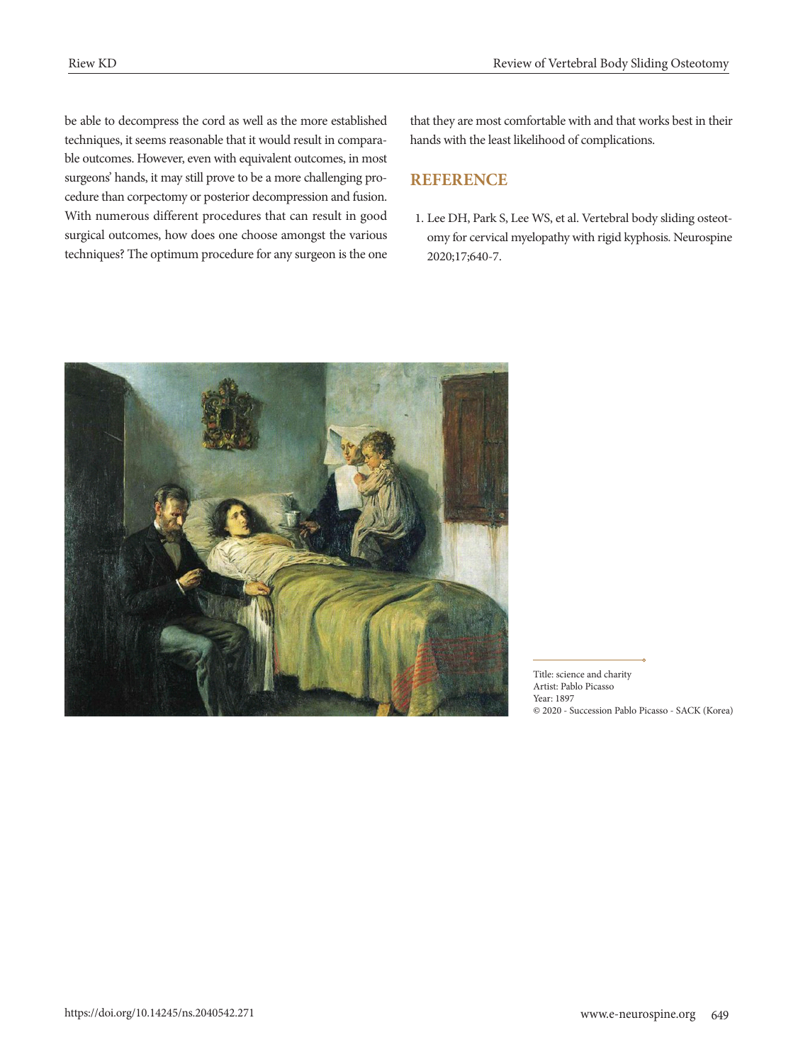be able to decompress the cord as well as the more established techniques, it seems reasonable that it would result in comparable outcomes. However, even with equivalent outcomes, in most surgeons' hands, it may still prove to be a more challenging procedure than corpectomy or posterior decompression and fusion. With numerous different procedures that can result in good surgical outcomes, how does one choose amongst the various techniques? The optimum procedure for any surgeon is the one that they are most comfortable with and that works best in their hands with the least likelihood of complications.

## REFERENCE

1. Lee DH, Park S, Lee WS, et al. Vertebral body sliding osteotomy for cervical myelopathy with rigid kyphosis. Neurospine 2020;17;640-7.

Title: science and charity
Artist: Pablo Picasso
Year: 1897
© 2020 - Succession Pablo Picasso - SACK (Korea)